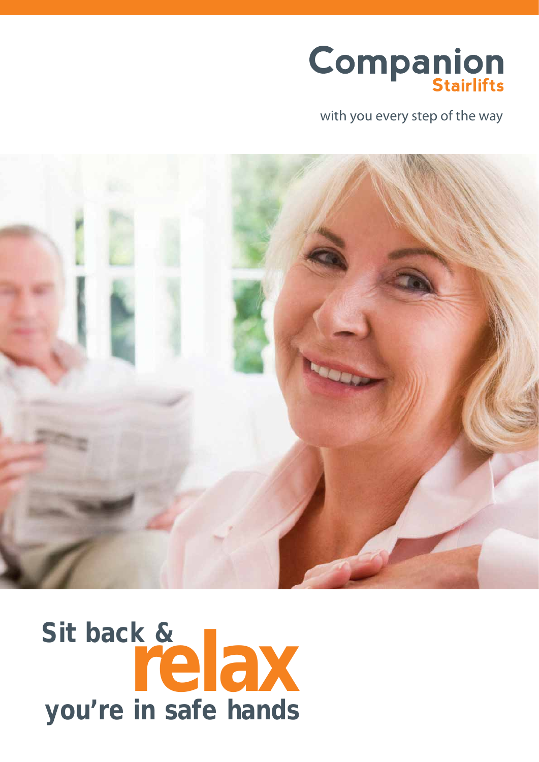# Companion Stairlifts

with you every step of the way

## Sit back & relax you're in safe hands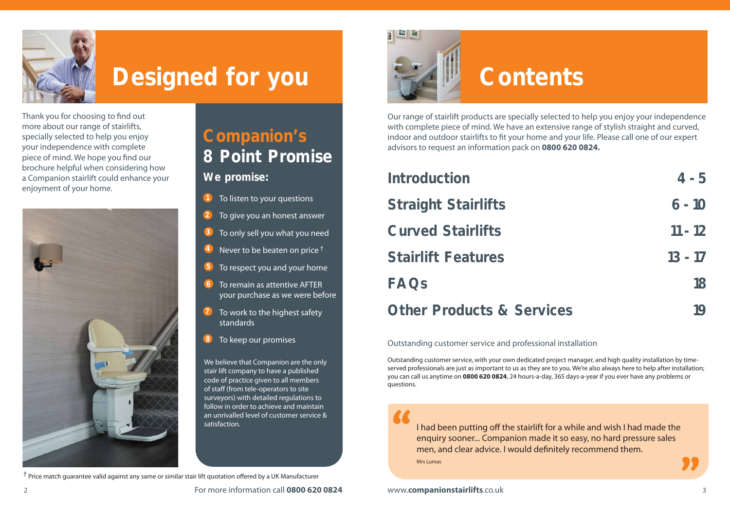# Designed for you

Thank you for choosing to find out more about our range of stairlifts, specially selected to help you enjoy your independence with complete piece of mind. We hope you find our brochure helpful when considering how a Companion stairlift could enhance your enjoyment of your home.

## Companion's 8 Point Promise

### We promise:

1. To listen to your questions
2. To give you an honest answer
3. To only sell you what you need
4. Never to be beaten on price †
5. To respect you and your home
6. To remain as attentive AFTER your purchase as we were before
7. To work to the highest safety standards
8. To keep our promises

We believe that Companion are the only stair lift company to have a published code of practice given to all members of staff (from tele-operators to site surveyors) with detailed regulations to follow in order to achieve and maintain an unrivalled level of customer service & satisfaction.

† Price match guarantee valid against any same or similar stair lift quotation offered by a UK Manufacturer

For more information call **0800 620 0824**

# Contents

Our range of stairlift products are specially selected to help you enjoy your independence with complete piece of mind. We have an extensive range of stylish straight and curved, indoor and outdoor stairlifts to fit your home and your life. Please call one of our expert advisors to request an information pack on **0800 620 0824.**

| | |
|---|---|
| **Introduction** | **4 - 5** |
| **Straight Stairlifts** | **6 - 10** |
| **Curved Stairlifts** | **11 - 12** |
| **Stairlift Features** | **13 - 17** |
| **FAQs** | **18** |
| **Other Products & Services** | **19** |

Outstanding customer service and professional installation

Outstanding customer service, with your own dedicated project manager, and high quality installation by time-served professionals are just as important to us as they are to you. We're also always here to help after installation; you can call us anytime on **0800 620 0824**, 24 hours-a-day, 365 days-a-year if you ever have any problems or questions.

> "I had been putting off the stairlift for a while and wish I had made the enquiry sooner... Companion made it so easy, no hard pressure sales men, and clear advice. I would definitely recommend them."
>
> Mrs Lumas

www.**companionstairlifts**.co.uk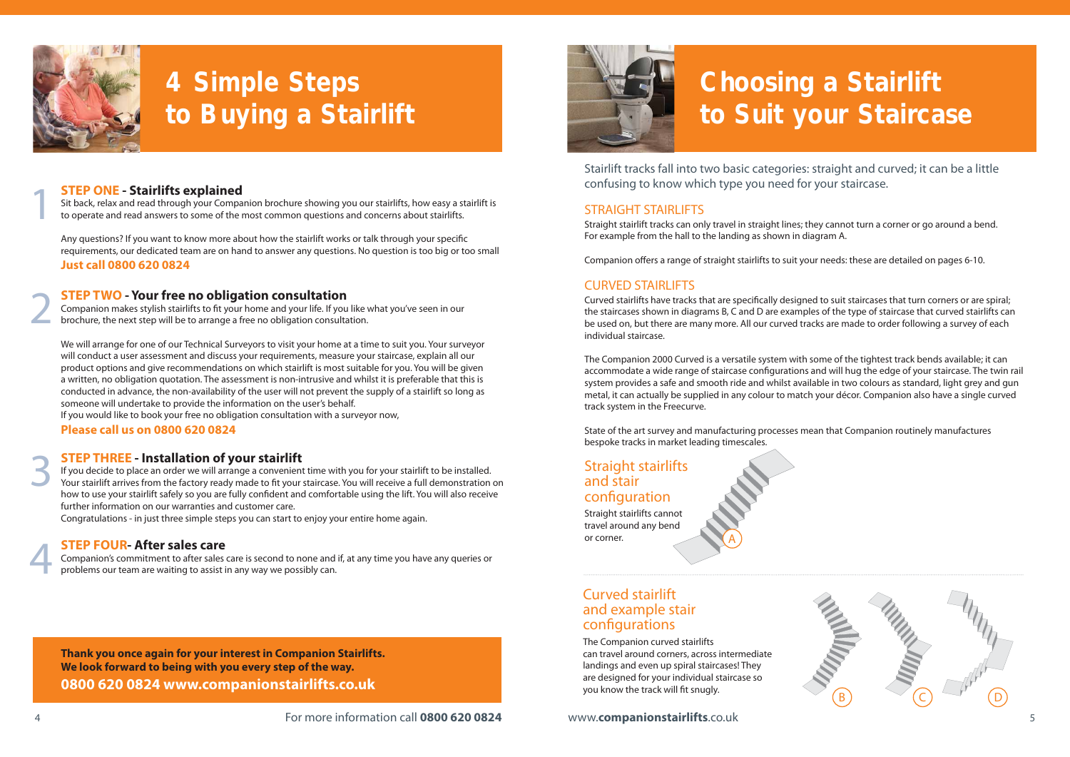# 4 Simple Steps to Buying a Stairlift

## 1 STEP ONE - Stairlifts explained

Sit back, relax and read through your Companion brochure showing you our stairlifts, how easy a stairlift is to operate and read answers to some of the most common questions and concerns about stairlifts.

Any questions? If you want to know more about how the stairlift works or talk through your specific requirements, our dedicated team are on hand to answer any questions. No question is too big or too small

**Just call 0800 620 0824**

## 2 STEP TWO - Your free no obligation consultation

Companion makes stylish stairlifts to fit your home and your life. If you like what you've seen in our brochure, the next step will be to arrange a free no obligation consultation.

We will arrange for one of our Technical Surveyors to visit your home at a time to suit you. Your surveyor will conduct a user assessment and discuss your requirements, measure your staircase, explain all our product options and give recommendations on which stairlift is most suitable for you. You will be given a written, no obligation quotation. The assessment is non-intrusive and whilst it is preferable that this is conducted in advance, the non-availability of the user will not prevent the supply of a stairlift so long as someone will undertake to provide the information on the user's behalf.
If you would like to book your free no obligation consultation with a surveyor now,

**Please call us on 0800 620 0824**

## 3 STEP THREE - Installation of your stairlift

If you decide to place an order we will arrange a convenient time with you for your stairlift to be installed. Your stairlift arrives from the factory ready made to fit your staircase. You will receive a full demonstration on how to use your stairlift safely so you are fully confident and comfortable using the lift. You will also receive further information on our warranties and customer care.
Congratulations - in just three simple steps you can start to enjoy your entire home again.

## 4 STEP FOUR- After sales care

Companion's commitment to after sales care is second to none and if, at any time you have any queries or problems our team are waiting to assist in any way we possibly can.

**Thank you once again for your interest in Companion Stairlifts. We look forward to being with you every step of the way.**
**0800 620 0824 www.companionstairlifts.co.uk**

# Choosing a Stairlift to Suit your Staircase

Stairlift tracks fall into two basic categories: straight and curved; it can be a little confusing to know which type you need for your staircase.

## STRAIGHT STAIRLIFTS

Straight stairlift tracks can only travel in straight lines; they cannot turn a corner or go around a bend. For example from the hall to the landing as shown in diagram A.

Companion offers a range of straight stairlifts to suit your needs: these are detailed on pages 6-10.

## CURVED STAIRLIFTS

Curved stairlifts have tracks that are specifically designed to suit staircases that turn corners or are spiral; the staircases shown in diagrams B, C and D are examples of the type of staircase that curved stairlifts can be used on, but there are many more. All our curved tracks are made to order following a survey of each individual staircase.

The Companion 2000 Curved is a versatile system with some of the tightest track bends available; it can accommodate a wide range of staircase configurations and will hug the edge of your staircase. The twin rail system provides a safe and smooth ride and whilst available in two colours as standard, light grey and gun metal, it can actually be supplied in any colour to match your décor. Companion also have a single curved track system in the Freecurve.

State of the art survey and manufacturing processes mean that Companion routinely manufactures bespoke tracks in market leading timescales.

### Straight stairlifts and stair configuration

Straight stairlifts cannot travel around any bend or corner.

A

### Curved stairlift and example stair configurations

The Companion curved stairlifts can travel around corners, across intermediate landings and even up spiral staircases! They are designed for your individual staircase so you know the track will fit snugly.

B C D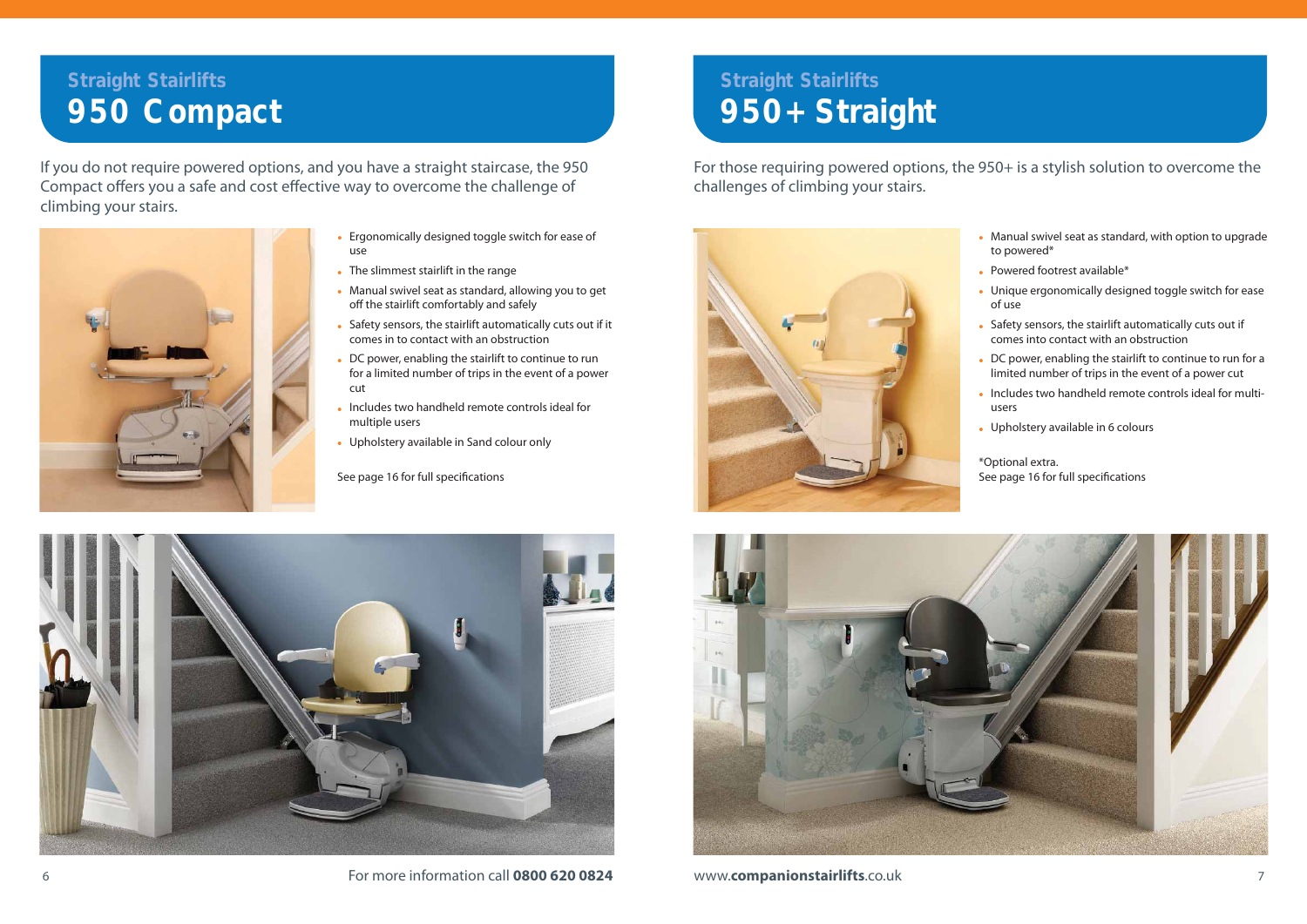## Straight Stairlifts

# 950 Compact

If you do not require powered options, and you have a straight staircase, the 950 Compact offers you a safe and cost effective way to overcome the challenge of climbing your stairs.

- Ergonomically designed toggle switch for ease of use
- The slimmest stairlift in the range
- Manual swivel seat as standard, allowing you to get off the stairlift comfortably and safely
- Safety sensors, the stairlift automatically cuts out if it comes in to contact with an obstruction
- DC power, enabling the stairlift to continue to run for a limited number of trips in the event of a power cut
- Includes two handheld remote controls ideal for multiple users
- Upholstery available in Sand colour only

See page 16 for full specifications

## Straight Stairlifts

# 950+ Straight

For those requiring powered options, the 950+ is a stylish solution to overcome the challenges of climbing your stairs.

- Manual swivel seat as standard, with option to upgrade to powered*
- Powered footrest available*
- Unique ergonomically designed toggle switch for ease of use
- Safety sensors, the stairlift automatically cuts out if comes into contact with an obstruction
- DC power, enabling the stairlift to continue to run for a limited number of trips in the event of a power cut
- Includes two handheld remote controls ideal for multi-users
- Upholstery available in 6 colours

*Optional extra.
See page 16 for full specifications

For more information call **0800 620 0824**

www.**companionstairlifts**.co.uk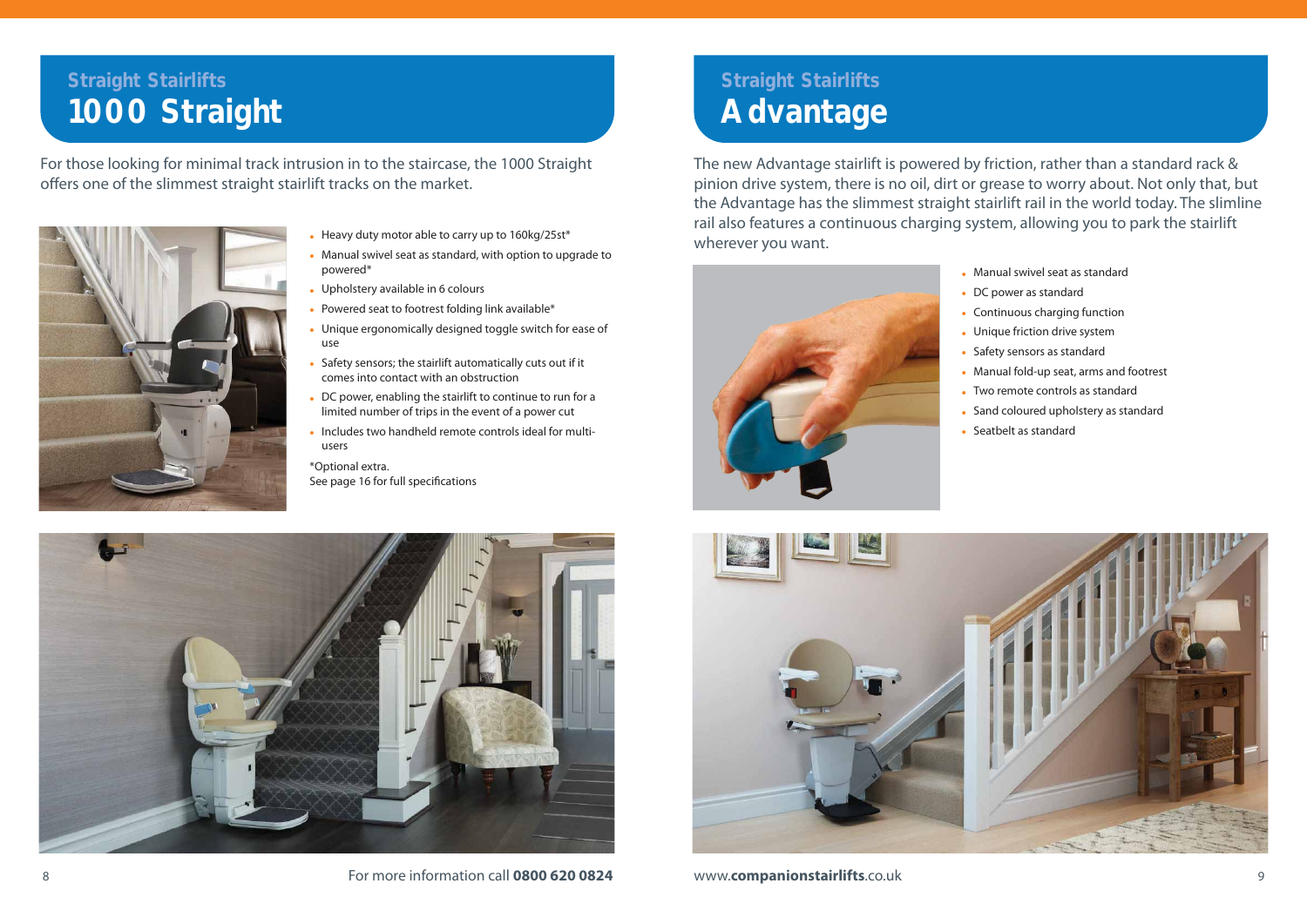## Straight Stairlifts

# 1000 Straight

For those looking for minimal track intrusion in to the staircase, the 1000 Straight offers one of the slimmest straight stairlift tracks on the market.

- Heavy duty motor able to carry up to 160kg/25st*
- Manual swivel seat as standard, with option to upgrade to powered*
- Upholstery available in 6 colours
- Powered seat to footrest folding link available*
- Unique ergonomically designed toggle switch for ease of use
- Safety sensors; the stairlift automatically cuts out if it comes into contact with an obstruction
- DC power, enabling the stairlift to continue to run for a limited number of trips in the event of a power cut
- Includes two handheld remote controls ideal for multi-users

*Optional extra.
See page 16 for full specifications

## Straight Stairlifts

# Advantage

The new Advantage stairlift is powered by friction, rather than a standard rack & pinion drive system, there is no oil, dirt or grease to worry about. Not only that, but the Advantage has the slimmest straight stairlift rail in the world today. The slimline rail also features a continuous charging system, allowing you to park the stairlift wherever you want.

- Manual swivel seat as standard
- DC power as standard
- Continuous charging function
- Unique friction drive system
- Safety sensors as standard
- Manual fold-up seat, arms and footrest
- Two remote controls as standard
- Sand coloured upholstery as standard
- Seatbelt as standard

For more information call **0800 620 0824**

www.**companionstairlifts**.co.uk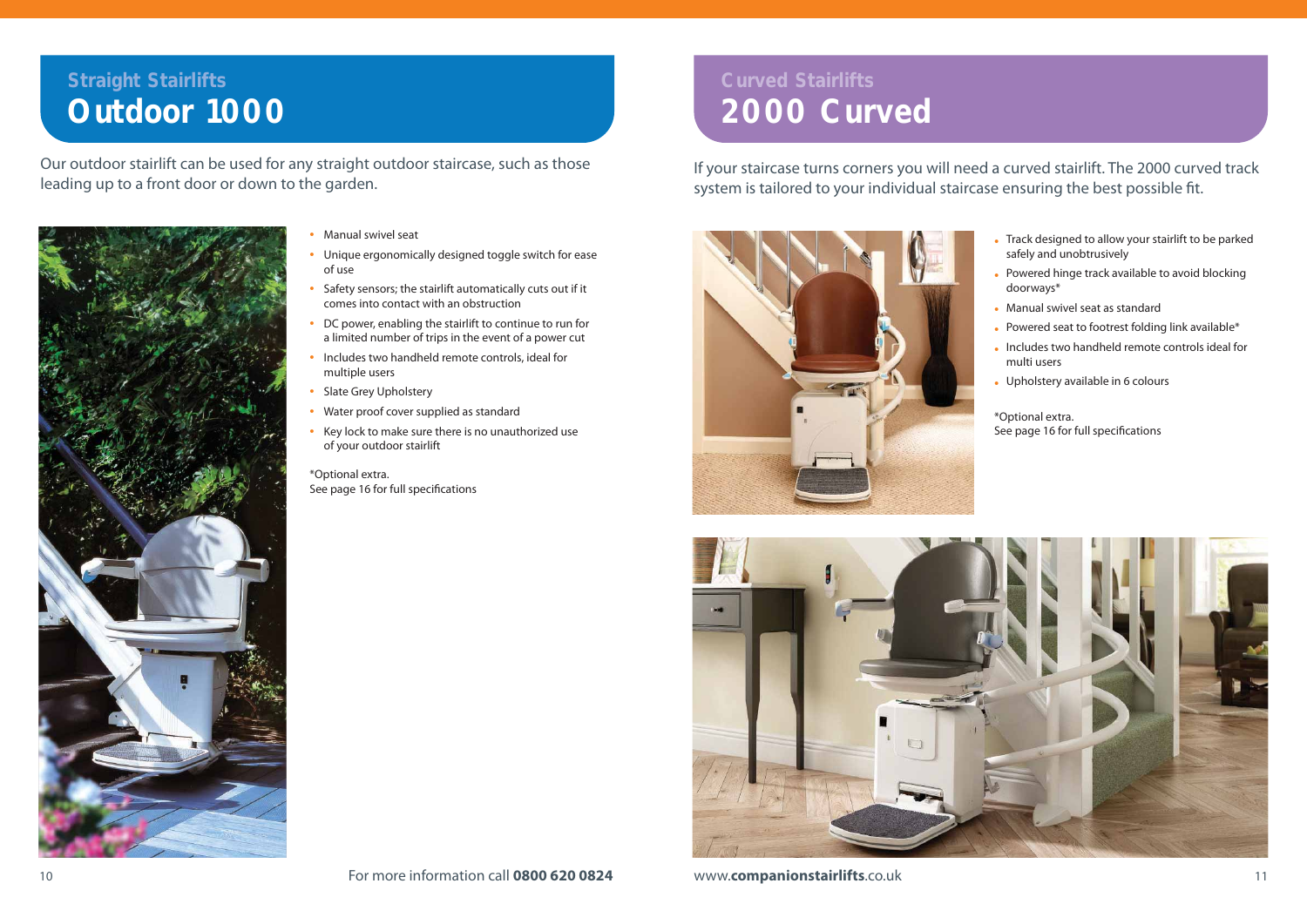## Straight Stairlifts

# Outdoor 1000

Our outdoor stairlift can be used for any straight outdoor staircase, such as those leading up to a front door or down to the garden.

- Manual swivel seat
- Unique ergonomically designed toggle switch for ease of use
- Safety sensors; the stairlift automatically cuts out if it comes into contact with an obstruction
- DC power, enabling the stairlift to continue to run for a limited number of trips in the event of a power cut
- Includes two handheld remote controls, ideal for multiple users
- Slate Grey Upholstery
- Water proof cover supplied as standard
- Key lock to make sure there is no unauthorized use of your outdoor stairlift

*Optional extra.
See page 16 for full specifications

For more information call **0800 620 0824**

## Curved Stairlifts

# 2000 Curved

If your staircase turns corners you will need a curved stairlift. The 2000 curved track system is tailored to your individual staircase ensuring the best possible fit.

- Track designed to allow your stairlift to be parked safely and unobtrusively
- Powered hinge track available to avoid blocking doorways*
- Manual swivel seat as standard
- Powered seat to footrest folding link available*
- Includes two handheld remote controls ideal for multi users
- Upholstery available in 6 colours

*Optional extra.
See page 16 for full specifications

www.**companionstairlifts**.co.uk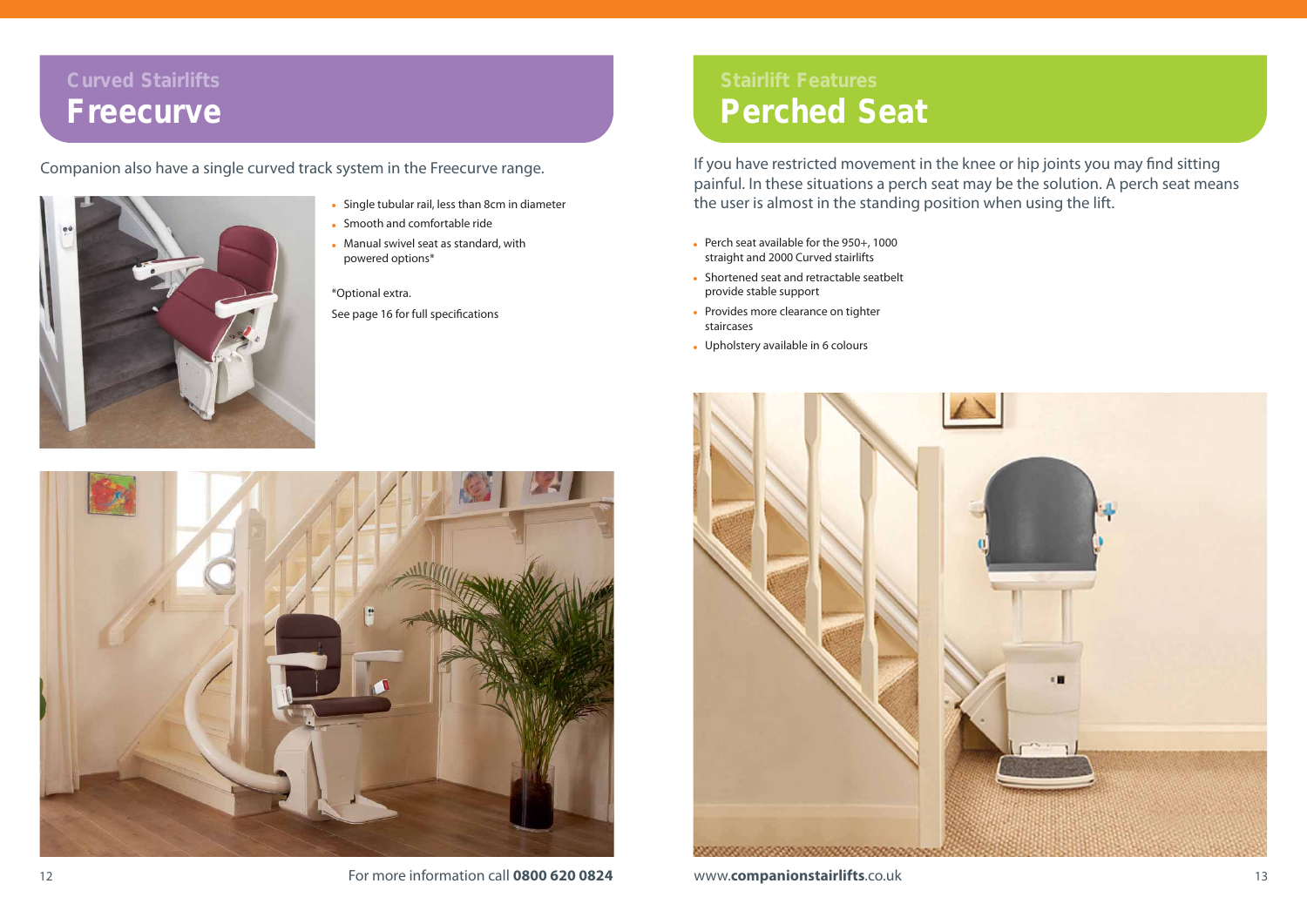## Curved Stairlifts

# Freecurve

Companion also have a single curved track system in the Freecurve range.

- Single tubular rail, less than 8cm in diameter
- Smooth and comfortable ride
- Manual swivel seat as standard, with powered options*

*Optional extra.

See page 16 for full specifications

For more information call **0800 620 0824**

## Stairlift Features

# Perched Seat

If you have restricted movement in the knee or hip joints you may find sitting painful. In these situations a perch seat may be the solution. A perch seat means the user is almost in the standing position when using the lift.

- Perch seat available for the 950+, 1000 straight and 2000 Curved stairlifts
- Shortened seat and retractable seatbelt provide stable support
- Provides more clearance on tighter staircases
- Upholstery available in 6 colours

www.**companionstairlifts**.co.uk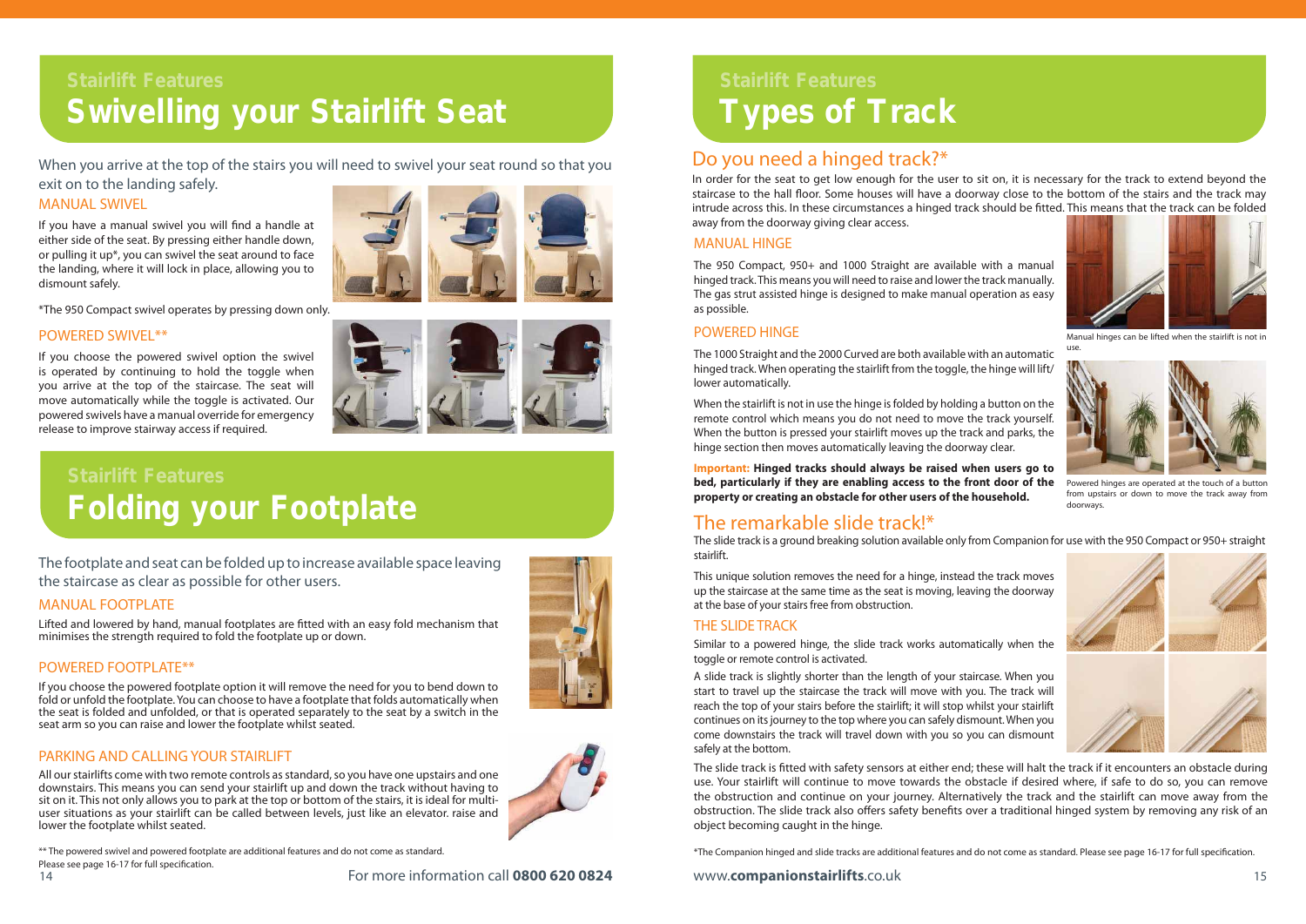## Stairlift Features

# Swivelling your Stairlift Seat

When you arrive at the top of the stairs you will need to swivel your seat round so that you exit on to the landing safely.

### MANUAL SWIVEL

If you have a manual swivel you will find a handle at either side of the seat. By pressing either handle down, or pulling it up*, you can swivel the seat around to face the landing, where it will lock in place, allowing you to dismount safely.

*The 950 Compact swivel operates by pressing down only.

### POWERED SWIVEL**

If you choose the powered swivel option the swivel is operated by continuing to hold the toggle when you arrive at the top of the staircase. The seat will move automatically while the toggle is activated. Our powered swivels have a manual override for emergency release to improve stairway access if required.

## Stairlift Features

# Folding your Footplate

The footplate and seat can be folded up to increase available space leaving the staircase as clear as possible for other users.

### MANUAL FOOTPLATE

Lifted and lowered by hand, manual footplates are fitted with an easy fold mechanism that minimises the strength required to fold the footplate up or down.

### POWERED FOOTPLATE**

If you choose the powered footplate option it will remove the need for you to bend down to fold or unfold the footplate. You can choose to have a footplate that folds automatically when the seat is folded and unfolded, or that is operated separately to the seat by a switch in the seat arm so you can raise and lower the footplate whilst seated.

### PARKING AND CALLING YOUR STAIRLIFT

All our stairlifts come with two remote controls as standard, so you have one upstairs and one downstairs. This means you can send your stairlift up and down the track without having to sit on it. This not only allows you to park at the top or bottom of the stairs, it is ideal for multi-user situations as your stairlift can be called between levels, just like an elevator. raise and lower the footplate whilst seated.

** The powered swivel and powered footplate are additional features and do not come as standard. Please see page 16-17 for full specification.

For more information call **0800 620 0824**

## Stairlift Features

# Types of Track

## Do you need a hinged track?*

In order for the seat to get low enough for the user to sit on, it is necessary for the track to extend beyond the staircase to the hall floor. Some houses will have a doorway close to the bottom of the stairs and the track may intrude across this. In these circumstances a hinged track should be fitted. This means that the track can be folded away from the doorway giving clear access.

### MANUAL HINGE

The 950 Compact, 950+ and 1000 Straight are available with a manual hinged track. This means you will need to raise and lower the track manually. The gas strut assisted hinge is designed to make manual operation as easy as possible.

Manual hinges can be lifted when the stairlift is not in use.

### POWERED HINGE

The 1000 Straight and the 2000 Curved are both available with an automatic hinged track. When operating the stairlift from the toggle, the hinge will lift/lower automatically.

When the stairlift is not in use the hinge is folded by holding a button on the remote control which means you do not need to move the track yourself. When the button is pressed your stairlift moves up the track and parks, the hinge section then moves automatically leaving the doorway clear.

**Important: Hinged tracks should always be raised when users go to bed, particularly if they are enabling access to the front door of the property or creating an obstacle for other users of the household.**

Powered hinges are operated at the touch of a button from upstairs or down to move the track away from doorways.

## The remarkable slide track!*

The slide track is a ground breaking solution available only from Companion for use with the 950 Compact or 950+ straight stairlift.

This unique solution removes the need for a hinge, instead the track moves up the staircase at the same time as the seat is moving, leaving the doorway at the base of your stairs free from obstruction.

### THE SLIDE TRACK

Similar to a powered hinge, the slide track works automatically when the toggle or remote control is activated.

A slide track is slightly shorter than the length of your staircase. When you start to travel up the staircase the track will move with you. The track will reach the top of your stairs before the stairlift; it will stop whilst your stairlift continues on its journey to the top where you can safely dismount. When you come downstairs the track will travel down with you so you can dismount safely at the bottom.

The slide track is fitted with safety sensors at either end; these will halt the track if it encounters an obstacle during use. Your stairlift will continue to move towards the obstacle if desired where, if safe to do so, you can remove the obstruction and continue on your journey. Alternatively the track and the stairlift can move away from the obstruction. The slide track also offers safety benefits over a traditional hinged system by removing any risk of an object becoming caught in the hinge.

*The Companion hinged and slide tracks are additional features and do not come as standard. Please see page 16-17 for full specification.

www.**companionstairlifts**.co.uk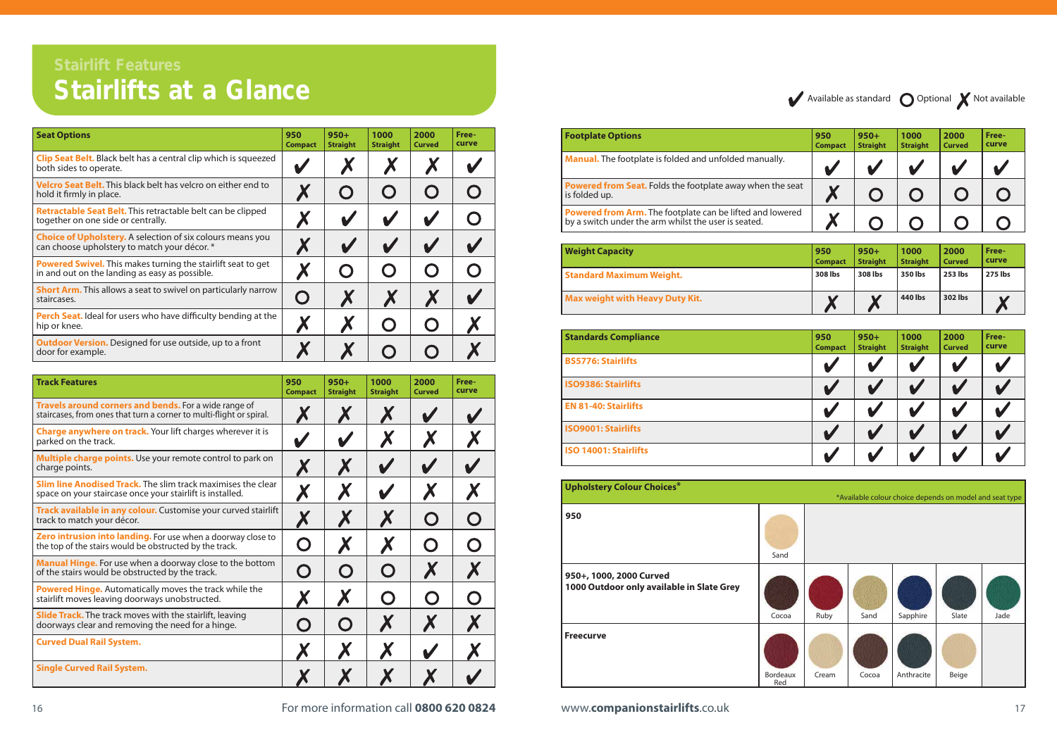## Stairlift Features

# Stairlifts at a Glance

✔ Available as standard ◯ Optional ✗ Not available

| Seat Options | 950 Compact | 950+ Straight | 1000 Straight | 2000 Curved | Free-curve |
|---|---|---|---|---|---|
| **Clip Seat Belt.** Black belt has a central clip which is squeezed both sides to operate. | ✔ | ✗ | ✗ | ✗ | ✔ |
| **Velcro Seat Belt.** This black belt has velcro on either end to hold it firmly in place. | ✗ | ◯ | ◯ | ◯ | ◯ |
| **Retractable Seat Belt.** This retractable belt can be clipped together on one side or centrally. | ✗ | ✔ | ✔ | ✔ | ◯ |
| **Choice of Upholstery.** A selection of six colours means you can choose upholstery to match your décor. * | ✗ | ✔ | ✔ | ✔ | ✔ |
| **Powered Swivel.** This makes turning the stairlift seat to get in and out on the landing as easy as possible. | ✗ | ◯ | ◯ | ◯ | ◯ |
| **Short Arm.** This allows a seat to swivel on particularly narrow staircases. | ◯ | ✗ | ✗ | ✗ | ✔ |
| **Perch Seat.** Ideal for users who have difficulty bending at the hip or knee. | ✗ | ✗ | ◯ | ◯ | ✗ |
| **Outdoor Version.** Designed for use outside, up to a front door for example. | ✗ | ✗ | ◯ | ◯ | ✗ |

| Track Features | 950 Compact | 950+ Straight | 1000 Straight | 2000 Curved | Free-curve |
|---|---|---|---|---|---|
| **Travels around corners and bends.** For a wide range of staircases, from ones that turn a corner to multi-flight or spiral. | ✗ | ✗ | ✗ | ✔ | ✔ |
| **Charge anywhere on track.** Your lift charges wherever it is parked on the track. | ✔ | ✔ | ✗ | ✗ | ✗ |
| **Multiple charge points.** Use your remote control to park on charge points. | ✗ | ✗ | ✔ | ✔ | ✔ |
| **Slim line Anodised Track.** The slim track maximises the clear space on your staircase once your stairlift is installed. | ✗ | ✗ | ✔ | ✗ | ✗ |
| **Track available in any colour.** Customise your curved stairlift track to match your décor. | ✗ | ✗ | ✗ | ◯ | ◯ |
| **Zero intrusion into landing.** For use when a doorway close to the top of the stairs would be obstructed by the track. | ◯ | ✗ | ✗ | ◯ | ◯ |
| **Manual Hinge.** For use when a doorway close to the bottom of the stairs would be obstructed by the track. | ◯ | ◯ | ◯ | ✗ | ✗ |
| **Powered Hinge.** Automatically moves the track while the stairlift moves leaving doorways unobstructed. | ✗ | ✗ | ◯ | ◯ | ◯ |
| **Slide Track.** The track moves with the stairlift, leaving doorways clear and removing the need for a hinge. | ◯ | ◯ | ✗ | ✗ | ✗ |
| **Curved Dual Rail System.** | ✗ | ✗ | ✗ | ✔ | ✗ |
| **Single Curved Rail System.** | ✗ | ✗ | ✗ | ✗ | ✔ |

For more information call **0800 620 0824**

| Footplate Options | 950 Compact | 950+ Straight | 1000 Straight | 2000 Curved | Free-curve |
|---|---|---|---|---|---|
| **Manual.** The footplate is folded and unfolded manually. | ✔ | ✔ | ✔ | ✔ | ✔ |
| **Powered from Seat.** Folds the footplate away when the seat is folded up. | ✗ | ◯ | ◯ | ◯ | ◯ |
| **Powered from Arm.** The footplate can be lifted and lowered by a switch under the arm whilst the user is seated. | ✗ | ◯ | ◯ | ◯ | ◯ |

| Weight Capacity | 950 Compact | 950+ Straight | 1000 Straight | 2000 Curved | Free-curve |
|---|---|---|---|---|---|
| **Standard Maximum Weight.** | 308 lbs | 308 lbs | 350 lbs | 253 lbs | 275 lbs |
| **Max weight with Heavy Duty Kit.** | ✗ | ✗ | 440 lbs | 302 lbs | ✗ |

| Standards Compliance | 950 Compact | 950+ Straight | 1000 Straight | 2000 Curved | Free-curve |
|---|---|---|---|---|---|
| **BS5776: Stairlifts** | ✔ | ✔ | ✔ | ✔ | ✔ |
| **ISO9386: Stairlifts** | ✔ | ✔ | ✔ | ✔ | ✔ |
| **EN 81-40: Stairlifts** | ✔ | ✔ | ✔ | ✔ | ✔ |
| **ISO9001: Stairlifts** | ✔ | ✔ | ✔ | ✔ | ✔ |
| **ISO 14001: Stairlifts** | ✔ | ✔ | ✔ | ✔ | ✔ |

| Upholstery Colour Choices* | | | | | | |
|---|---|---|---|---|---|---|
| **950** | Sand | | | | | |
| **950+, 1000, 2000 Curved** **1000 Outdoor only available in Slate Grey** | Cocoa | Ruby | Sand | Sapphire | Slate | Jade |
| **Freecurve** | Bordeaux Red | Cream | Cocoa | Anthracite | Beige | |

*Available colour choice depends on model and seat type

www.**companionstairlifts**.co.uk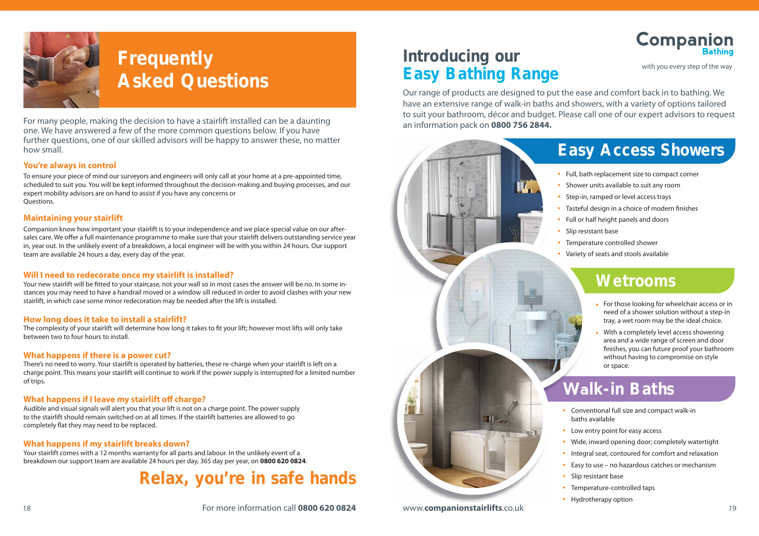# Frequently Asked Questions

For many people, making the decision to have a stairlift installed can be a daunting one. We have answered a few of the more common questions below. If you have further questions, one of our skilled advisors will be happy to answer these, no matter how small.

### You're always in control

To ensure your piece of mind our surveyors and engineers will only call at your home at a pre-appointed time, scheduled to suit you. You will be kept informed throughout the decision-making and buying processes, and our expert mobility advisors are on hand to assist if you have any concerns or Questions.

### Maintaining your stairlift

Companion know how important your stairlift is to your independence and we place special value on our after-sales care. We offer a full maintenance programme to make sure that your stairlift delivers outstanding service year in, year out. In the unlikely event of a breakdown, a local engineer will be with you within 24 hours. Our support team are available 24 hours a day, every day of the year.

### Will I need to redecorate once my stairlift is installed?

Your new stairlift will be fitted to your staircase, not your wall so in most cases the answer will be no. In some instances you may need to have a handrail moved or a window sill reduced in order to avoid clashes with your new stairlift, in which case some minor redecoration may be needed after the lift is installed.

### How long does it take to install a stairlift?

The complexity of your stairlift will determine how long it takes to fit your lift; however most lifts will only take between two to four hours to install.

### What happens if there is a power cut?

There's no need to worry. Your stairlift is operated by batteries, these re-charge when your stairlift is left on a charge point. This means your stairlift will continue to work if the power supply is interrupted for a limited number of trips.

### What happens if I leave my stairlift off charge?

Audible and visual signals will alert you that your lift is not on a charge point. The power supply to the stairlift should remain switched on at all times. If the stairlift batteries are allowed to go completely flat they may need to be replaced.

### What happens if my stairlift breaks down?

Your stairlift comes with a 12 months warranty for all parts and labour. In the unlikely event of a breakdown our support team are available 24 hours per day, 365 day per year, on **0800 620 0824**.

## Relax, you're in safe hands

For more information call **0800 620 0824**

# Introducing our Easy Bathing Range

Companion Bathing — with you every step of the way

Our range of products are designed to put the ease and comfort back in to bathing. We have an extensive range of walk-in baths and showers, with a variety of options tailored to suit your bathroom, décor and budget. Please call one of our expert advisors to request an information pack on **0800 756 2844.**

## Easy Access Showers

- Full, bath replacement size to compact corner
- Shower units available to suit any room
- Step-in, ramped or level access trays
- Tasteful design in a choice of modern finishes
- Full or half height panels and doors
- Slip resistant base
- Temperature controlled shower
- Variety of seats and stools available

## Wetrooms

- For those looking for wheelchair access or in need of a shower solution without a step-in tray, a wet room may be the ideal choice.
- With a completely level access showering area and a wide range of screen and door finishes, you can future proof your bathroom without having to compromise on style or space.

## Walk-in Baths

- Conventional full size and compact walk-in baths available
- Low entry point for easy access
- Wide, inward opening door; completely watertight
- Integral seat, contoured for comfort and relaxation
- Easy to use – no hazardous catches or mechanism
- Slip resistant base
- Temperature-controlled taps
- Hydrotherapy option

www.**companionstairlifts**.co.uk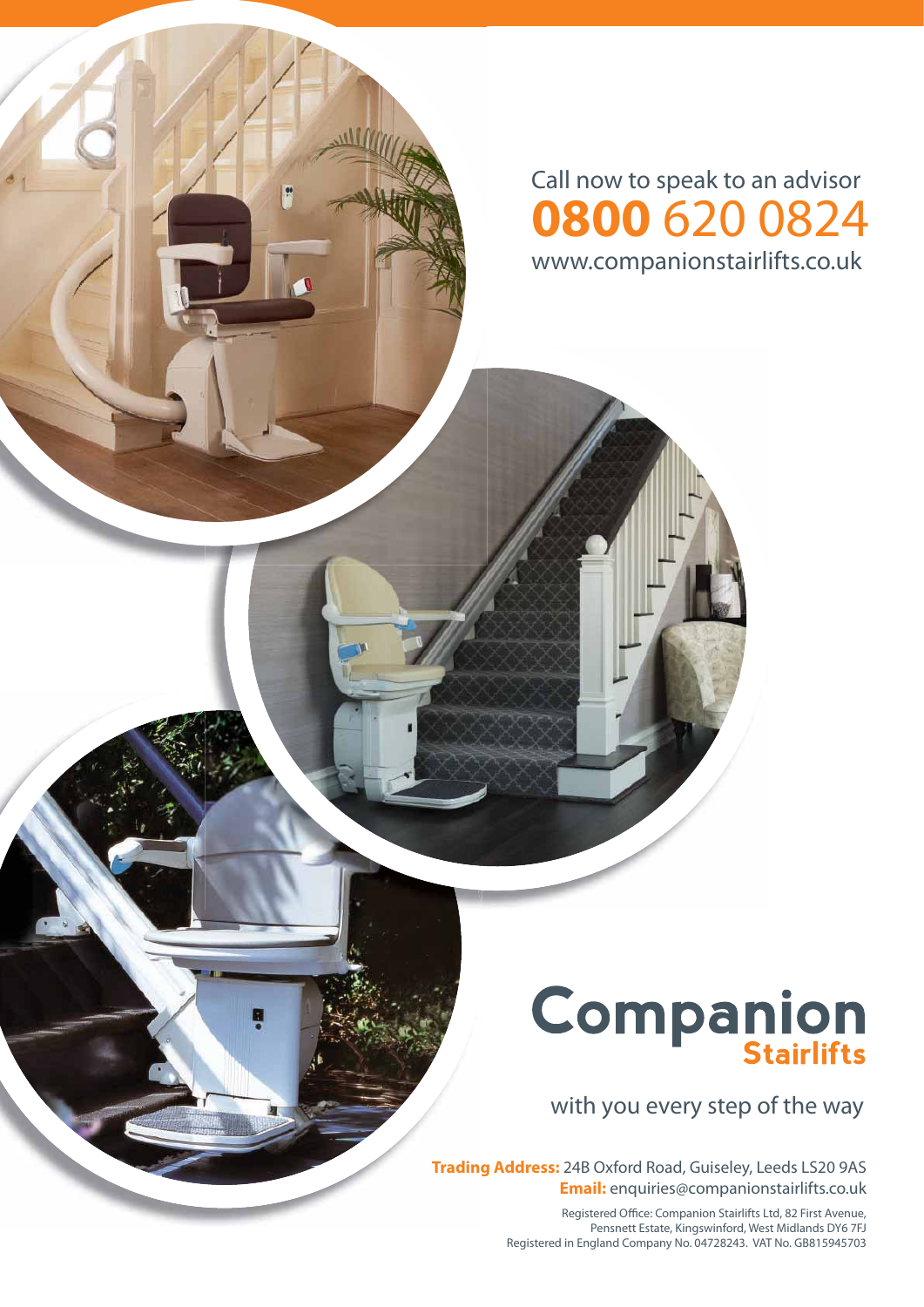Call now to speak to an advisor

**0800** 620 0824

www.companionstairlifts.co.uk

# Companion
## Stairlifts

with you every step of the way

**Trading Address:** 24B Oxford Road, Guiseley, Leeds LS20 9AS
**Email:** enquiries@companionstairlifts.co.uk

Registered Office: Companion Stairlifts Ltd, 82 First Avenue,
Pensnett Estate, Kingswinford, West Midlands DY6 7FJ
Registered in England Company No. 04728243. VAT No. GB815945703